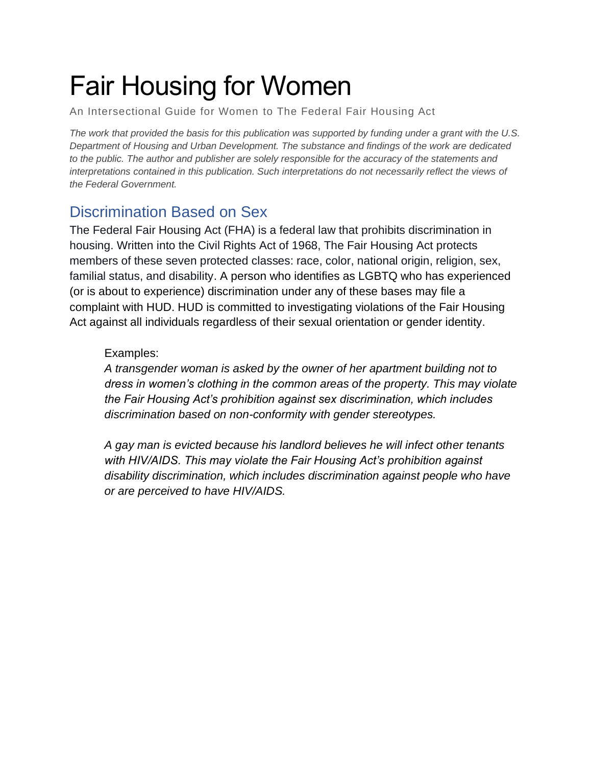# Fair Housing for Women

An Intersectional Guide for Women to The Federal Fair Housing Act

*The work that provided the basis for this publication was supported by funding under a grant with the U.S. Department of Housing and Urban Development. The substance and findings of the work are dedicated to the public. The author and publisher are solely responsible for the accuracy of the statements and interpretations contained in this publication. Such interpretations do not necessarily reflect the views of the Federal Government.*

## Discrimination Based on Sex

The Federal Fair Housing Act (FHA) is a federal law that prohibits discrimination in housing. Written into the Civil Rights Act of 1968, The Fair Housing Act protects members of these seven protected classes: race, color, national origin, religion, sex, familial status, and disability. A person who identifies as LGBTQ who has experienced (or is about to experience) discrimination under any of these bases may file a complaint with HUD. HUD is committed to investigating violations of the Fair Housing Act against all individuals regardless of their sexual orientation or gender identity.

> Examples:
>
> *A transgender woman is asked by the owner of her apartment building not to dress in women's clothing in the common areas of the property. This may violate the Fair Housing Act's prohibition against sex discrimination, which includes discrimination based on non-conformity with gender stereotypes.*
>
> *A gay man is evicted because his landlord believes he will infect other tenants with HIV/AIDS. This may violate the Fair Housing Act's prohibition against disability discrimination, which includes discrimination against people who have or are perceived to have HIV/AIDS.*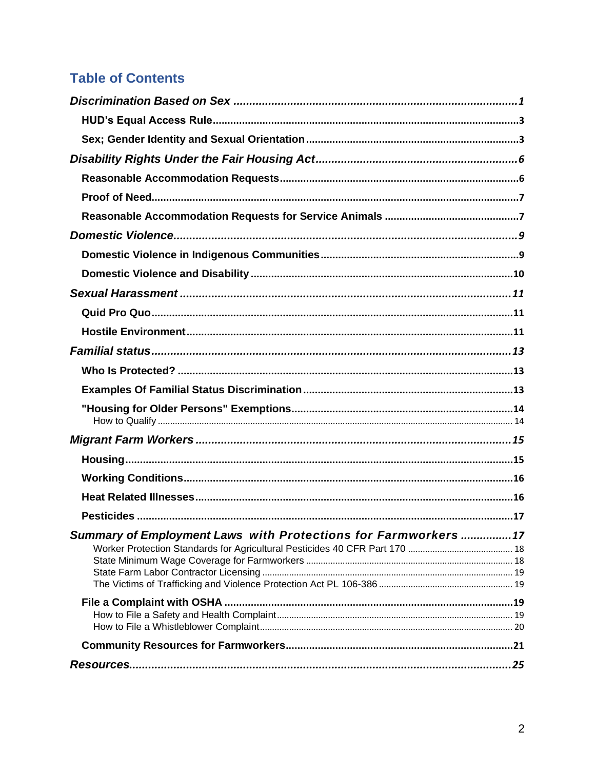## Table of Contents

***Discrimination Based on Sex*** ........................................................................... ***1***

- **HUD's Equal Access Rule** ........................................................................... **3**
- **Sex; Gender Identity and Sexual Orientation** ........................................................................... **3**

***Disability Rights Under the Fair Housing Act*** ........................................................................... ***6***

- **Reasonable Accommodation Requests** ........................................................................... **6**
- **Proof of Need** ........................................................................... **7**
- **Reasonable Accommodation Requests for Service Animals** ........................................................................... **7**

***Domestic Violence*** ........................................................................... ***9***

- **Domestic Violence in Indigenous Communities** ........................................................................... **9**
- **Domestic Violence and Disability** ........................................................................... **10**

***Sexual Harassment*** ........................................................................... ***11***

- **Quid Pro Quo** ........................................................................... **11**
- **Hostile Environment** ........................................................................... **11**

***Familial status*** ........................................................................... ***13***

- **Who Is Protected?** ........................................................................... **13**
- **Examples Of Familial Status Discrimination** ........................................................................... **13**
- **"Housing for Older Persons" Exemptions** ........................................................................... **14**
  - How to Qualify ........................................................................... 14

***Migrant Farm Workers*** ........................................................................... ***15***

- **Housing** ........................................................................... **15**
- **Working Conditions** ........................................................................... **16**
- **Heat Related Illnesses** ........................................................................... **16**
- **Pesticides** ........................................................................... **17**

***Summary of Employment Laws with Protections for Farmworkers*** ........................................................................... ***17***

- Worker Protection Standards for Agricultural Pesticides 40 CFR Part 170 ........................................................................... 18
- State Minimum Wage Coverage for Farmworkers ........................................................................... 18
- State Farm Labor Contractor Licensing ........................................................................... 19
- The Victims of Trafficking and Violence Protection Act PL 106-386 ........................................................................... 19
- **File a Complaint with OSHA** ........................................................................... **19**
  - How to File a Safety and Health Complaint ........................................................................... 19
  - How to File a Whistleblower Complaint ........................................................................... 20
- **Community Resources for Farmworkers** ........................................................................... **21**

***Resources*** ........................................................................... ***25***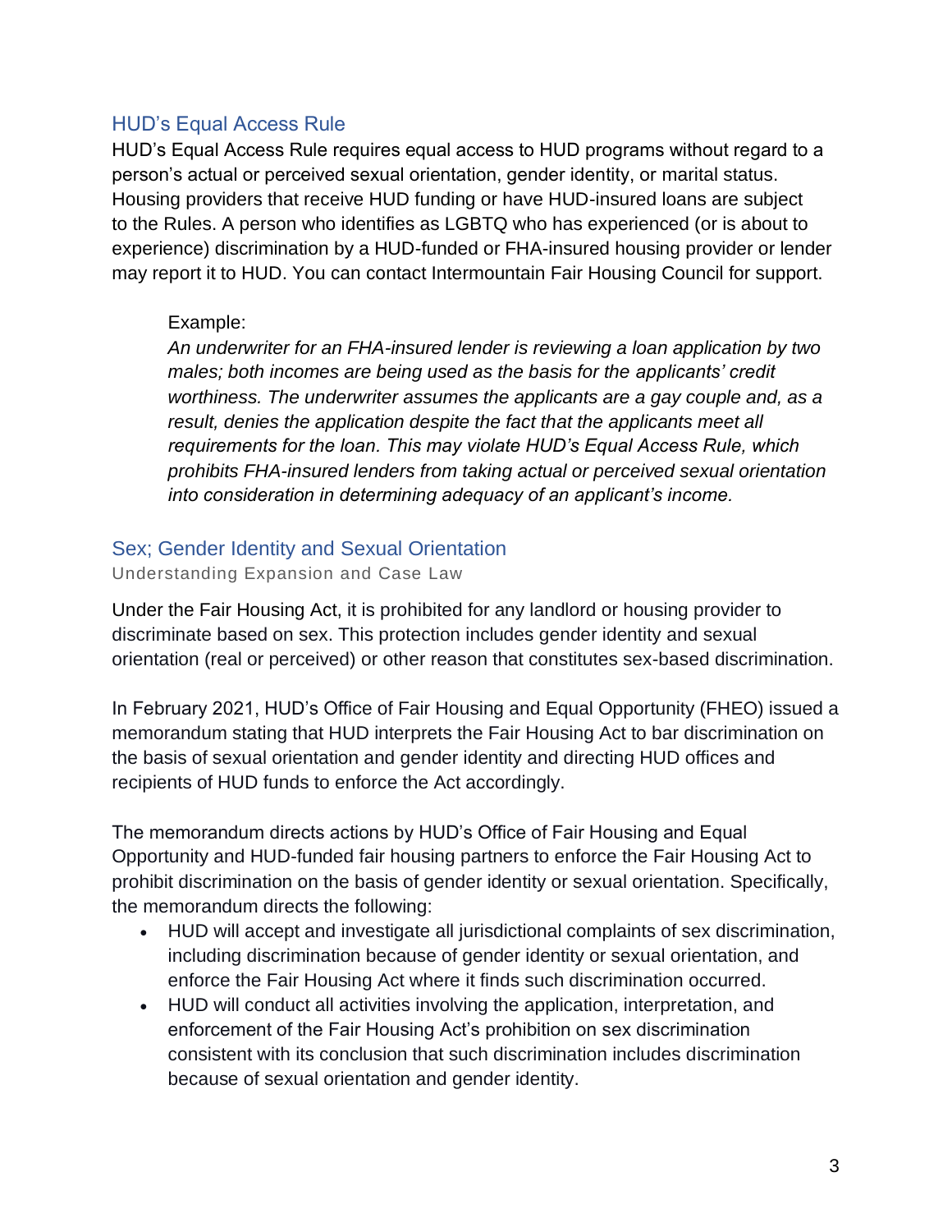## HUD's Equal Access Rule

HUD's Equal Access Rule requires equal access to HUD programs without regard to a person's actual or perceived sexual orientation, gender identity, or marital status. Housing providers that receive HUD funding or have HUD-insured loans are subject to the Rules. A person who identifies as LGBTQ who has experienced (or is about to experience) discrimination by a HUD-funded or FHA-insured housing provider or lender may report it to HUD. You can contact Intermountain Fair Housing Council for support.

> Example:
> *An underwriter for an FHA-insured lender is reviewing a loan application by two males; both incomes are being used as the basis for the applicants' credit worthiness. The underwriter assumes the applicants are a gay couple and, as a result, denies the application despite the fact that the applicants meet all requirements for the loan. This may violate HUD's Equal Access Rule, which prohibits FHA-insured lenders from taking actual or perceived sexual orientation into consideration in determining adequacy of an applicant's income.*

## Sex; Gender Identity and Sexual Orientation

Understanding Expansion and Case Law

Under the Fair Housing Act, it is prohibited for any landlord or housing provider to discriminate based on sex. This protection includes gender identity and sexual orientation (real or perceived) or other reason that constitutes sex-based discrimination.

In February 2021, HUD's Office of Fair Housing and Equal Opportunity (FHEO) issued a memorandum stating that HUD interprets the Fair Housing Act to bar discrimination on the basis of sexual orientation and gender identity and directing HUD offices and recipients of HUD funds to enforce the Act accordingly.

The memorandum directs actions by HUD's Office of Fair Housing and Equal Opportunity and HUD-funded fair housing partners to enforce the Fair Housing Act to prohibit discrimination on the basis of gender identity or sexual orientation. Specifically, the memorandum directs the following:

- HUD will accept and investigate all jurisdictional complaints of sex discrimination, including discrimination because of gender identity or sexual orientation, and enforce the Fair Housing Act where it finds such discrimination occurred.
- HUD will conduct all activities involving the application, interpretation, and enforcement of the Fair Housing Act's prohibition on sex discrimination consistent with its conclusion that such discrimination includes discrimination because of sexual orientation and gender identity.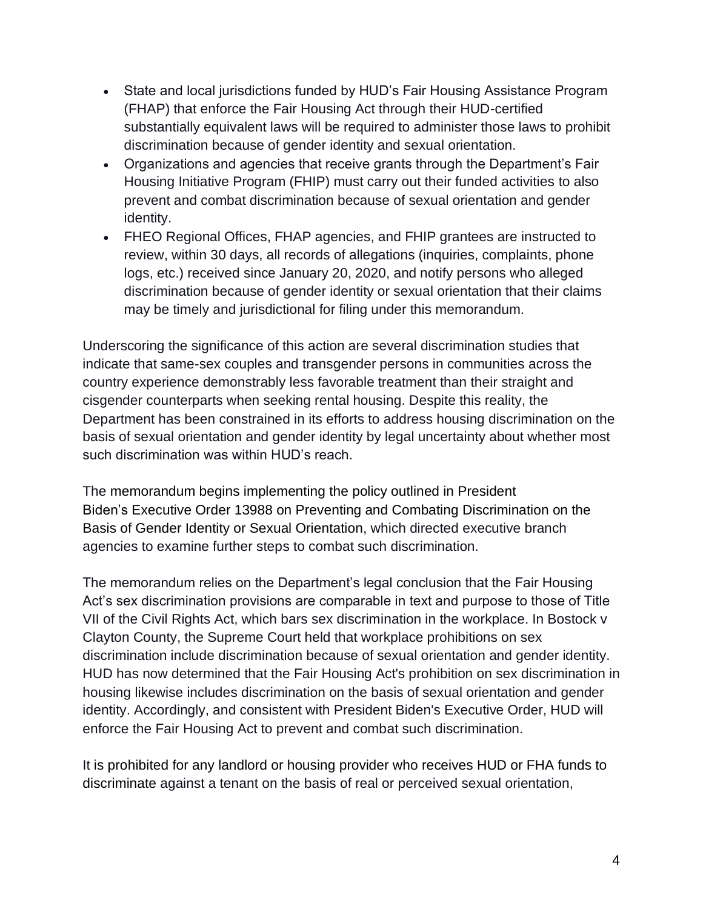- State and local jurisdictions funded by HUD's Fair Housing Assistance Program (FHAP) that enforce the Fair Housing Act through their HUD-certified substantially equivalent laws will be required to administer those laws to prohibit discrimination because of gender identity and sexual orientation.
- Organizations and agencies that receive grants through the Department's Fair Housing Initiative Program (FHIP) must carry out their funded activities to also prevent and combat discrimination because of sexual orientation and gender identity.
- FHEO Regional Offices, FHAP agencies, and FHIP grantees are instructed to review, within 30 days, all records of allegations (inquiries, complaints, phone logs, etc.) received since January 20, 2020, and notify persons who alleged discrimination because of gender identity or sexual orientation that their claims may be timely and jurisdictional for filing under this memorandum.

Underscoring the significance of this action are several discrimination studies that indicate that same-sex couples and transgender persons in communities across the country experience demonstrably less favorable treatment than their straight and cisgender counterparts when seeking rental housing. Despite this reality, the Department has been constrained in its efforts to address housing discrimination on the basis of sexual orientation and gender identity by legal uncertainty about whether most such discrimination was within HUD's reach.

The memorandum begins implementing the policy outlined in President Biden's Executive Order 13988 on Preventing and Combating Discrimination on the Basis of Gender Identity or Sexual Orientation, which directed executive branch agencies to examine further steps to combat such discrimination.

The memorandum relies on the Department's legal conclusion that the Fair Housing Act's sex discrimination provisions are comparable in text and purpose to those of Title VII of the Civil Rights Act, which bars sex discrimination in the workplace. In Bostock v Clayton County, the Supreme Court held that workplace prohibitions on sex discrimination include discrimination because of sexual orientation and gender identity. HUD has now determined that the Fair Housing Act's prohibition on sex discrimination in housing likewise includes discrimination on the basis of sexual orientation and gender identity. Accordingly, and consistent with President Biden's Executive Order, HUD will enforce the Fair Housing Act to prevent and combat such discrimination.

It is prohibited for any landlord or housing provider who receives HUD or FHA funds to discriminate against a tenant on the basis of real or perceived sexual orientation,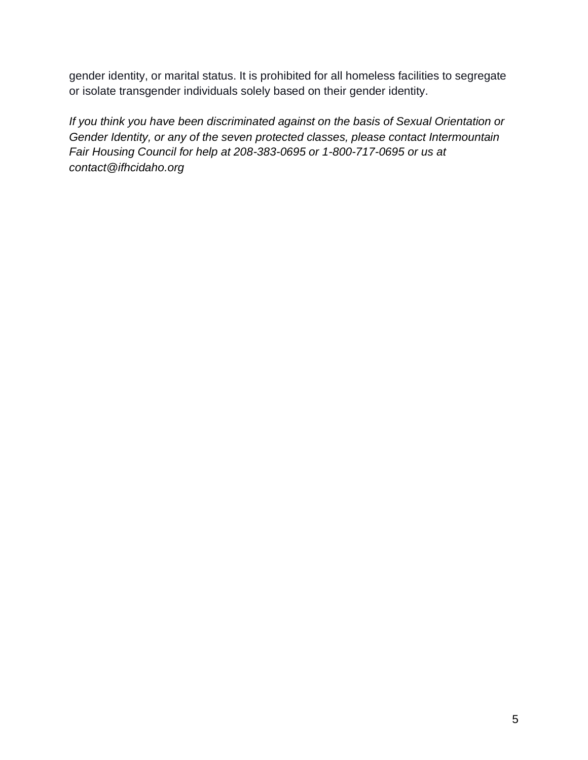gender identity, or marital status. It is prohibited for all homeless facilities to segregate or isolate transgender individuals solely based on their gender identity.

*If you think you have been discriminated against on the basis of Sexual Orientation or Gender Identity, or any of the seven protected classes, please contact Intermountain Fair Housing Council for help at 208-383-0695 or 1-800-717-0695 or us at contact@ifhcidaho.org*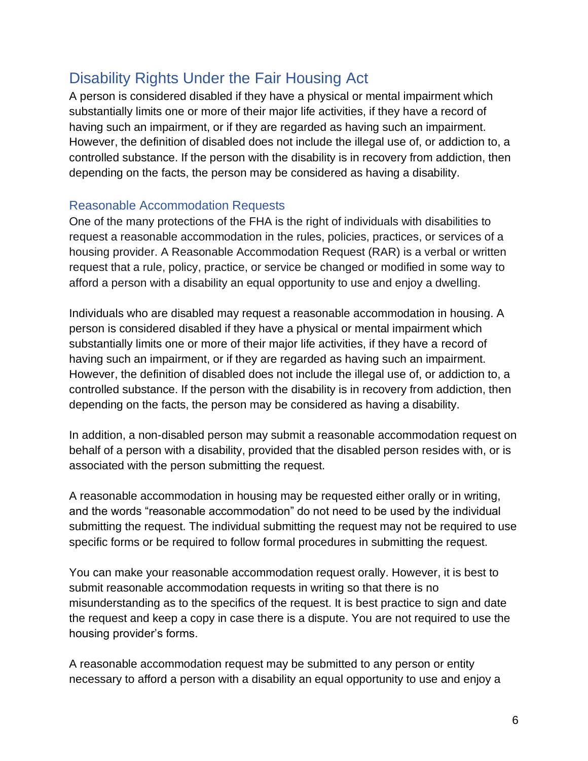## Disability Rights Under the Fair Housing Act

A person is considered disabled if they have a physical or mental impairment which substantially limits one or more of their major life activities, if they have a record of having such an impairment, or if they are regarded as having such an impairment. However, the definition of disabled does not include the illegal use of, or addiction to, a controlled substance. If the person with the disability is in recovery from addiction, then depending on the facts, the person may be considered as having a disability.

### Reasonable Accommodation Requests

One of the many protections of the FHA is the right of individuals with disabilities to request a reasonable accommodation in the rules, policies, practices, or services of a housing provider. A Reasonable Accommodation Request (RAR) is a verbal or written request that a rule, policy, practice, or service be changed or modified in some way to afford a person with a disability an equal opportunity to use and enjoy a dwelling.

Individuals who are disabled may request a reasonable accommodation in housing. A person is considered disabled if they have a physical or mental impairment which substantially limits one or more of their major life activities, if they have a record of having such an impairment, or if they are regarded as having such an impairment. However, the definition of disabled does not include the illegal use of, or addiction to, a controlled substance. If the person with the disability is in recovery from addiction, then depending on the facts, the person may be considered as having a disability.

In addition, a non-disabled person may submit a reasonable accommodation request on behalf of a person with a disability, provided that the disabled person resides with, or is associated with the person submitting the request.

A reasonable accommodation in housing may be requested either orally or in writing, and the words "reasonable accommodation" do not need to be used by the individual submitting the request. The individual submitting the request may not be required to use specific forms or be required to follow formal procedures in submitting the request.

You can make your reasonable accommodation request orally. However, it is best to submit reasonable accommodation requests in writing so that there is no misunderstanding as to the specifics of the request. It is best practice to sign and date the request and keep a copy in case there is a dispute. You are not required to use the housing provider's forms.

A reasonable accommodation request may be submitted to any person or entity necessary to afford a person with a disability an equal opportunity to use and enjoy a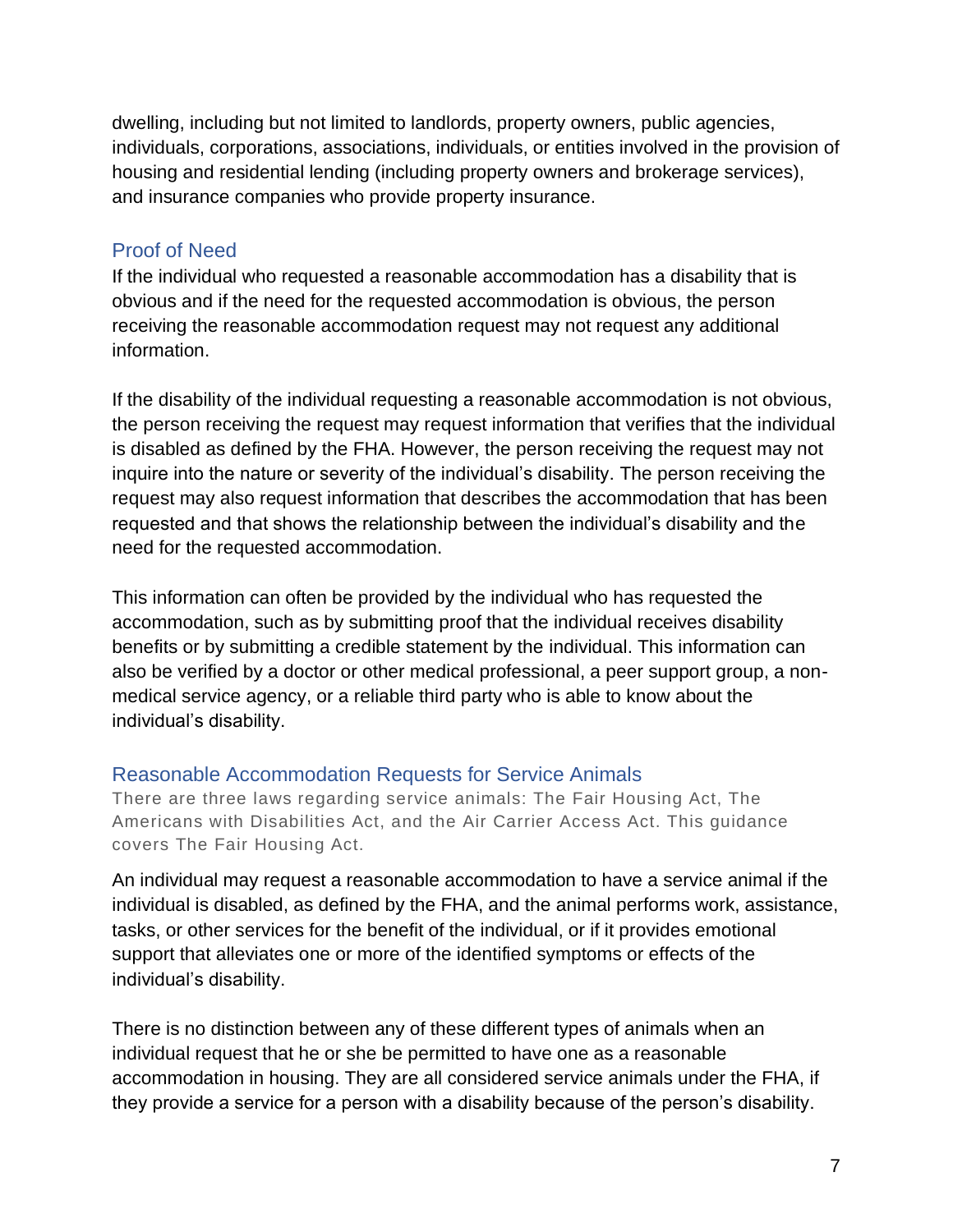dwelling, including but not limited to landlords, property owners, public agencies, individuals, corporations, associations, individuals, or entities involved in the provision of housing and residential lending (including property owners and brokerage services), and insurance companies who provide property insurance.

## Proof of Need

If the individual who requested a reasonable accommodation has a disability that is obvious and if the need for the requested accommodation is obvious, the person receiving the reasonable accommodation request may not request any additional information.

If the disability of the individual requesting a reasonable accommodation is not obvious, the person receiving the request may request information that verifies that the individual is disabled as defined by the FHA. However, the person receiving the request may not inquire into the nature or severity of the individual's disability. The person receiving the request may also request information that describes the accommodation that has been requested and that shows the relationship between the individual's disability and the need for the requested accommodation.

This information can often be provided by the individual who has requested the accommodation, such as by submitting proof that the individual receives disability benefits or by submitting a credible statement by the individual. This information can also be verified by a doctor or other medical professional, a peer support group, a non-medical service agency, or a reliable third party who is able to know about the individual's disability.

## Reasonable Accommodation Requests for Service Animals

There are three laws regarding service animals: The Fair Housing Act, The Americans with Disabilities Act, and the Air Carrier Access Act. This guidance covers The Fair Housing Act.

An individual may request a reasonable accommodation to have a service animal if the individual is disabled, as defined by the FHA, and the animal performs work, assistance, tasks, or other services for the benefit of the individual, or if it provides emotional support that alleviates one or more of the identified symptoms or effects of the individual's disability.

There is no distinction between any of these different types of animals when an individual request that he or she be permitted to have one as a reasonable accommodation in housing. They are all considered service animals under the FHA, if they provide a service for a person with a disability because of the person's disability.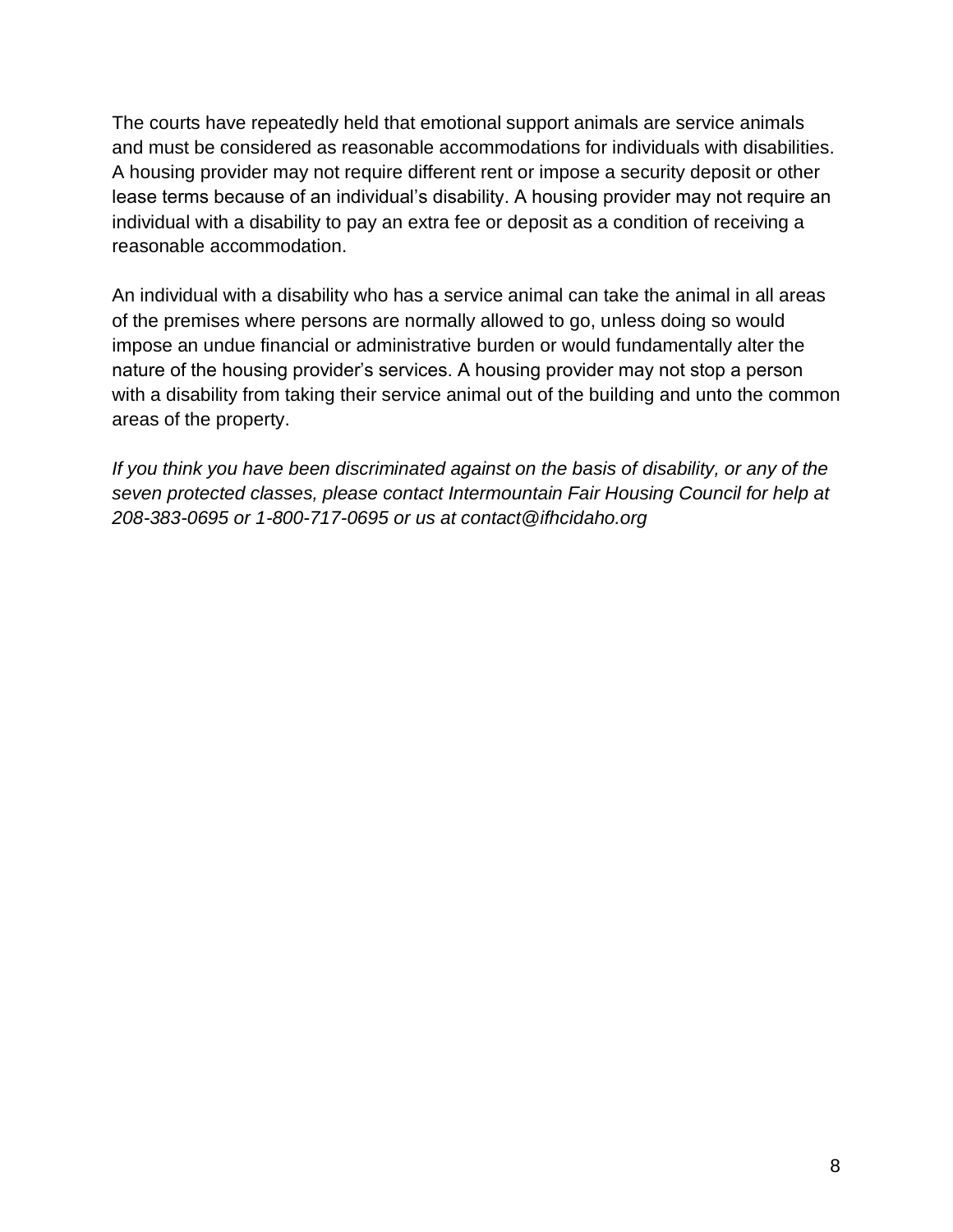The courts have repeatedly held that emotional support animals are service animals and must be considered as reasonable accommodations for individuals with disabilities. A housing provider may not require different rent or impose a security deposit or other lease terms because of an individual's disability. A housing provider may not require an individual with a disability to pay an extra fee or deposit as a condition of receiving a reasonable accommodation.

An individual with a disability who has a service animal can take the animal in all areas of the premises where persons are normally allowed to go, unless doing so would impose an undue financial or administrative burden or would fundamentally alter the nature of the housing provider's services. A housing provider may not stop a person with a disability from taking their service animal out of the building and unto the common areas of the property.

*If you think you have been discriminated against on the basis of disability, or any of the seven protected classes, please contact Intermountain Fair Housing Council for help at 208-383-0695 or 1-800-717-0695 or us at contact@ifhcidaho.org*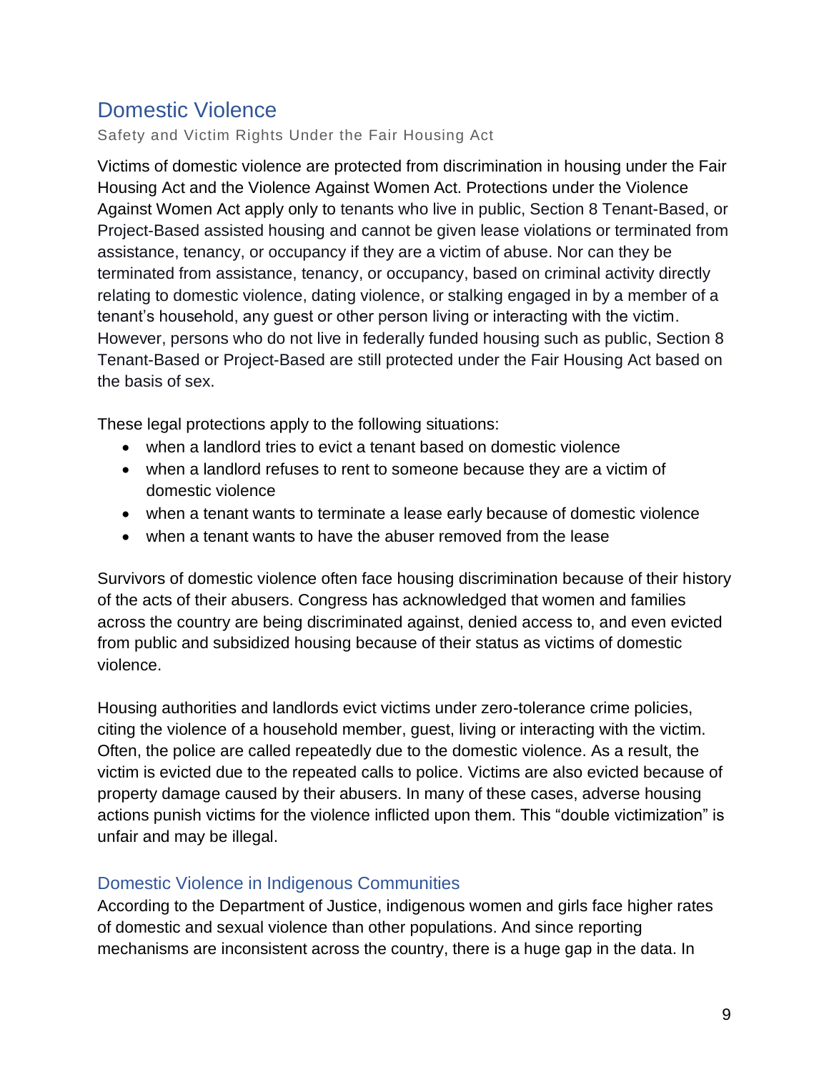## Domestic Violence

Safety and Victim Rights Under the Fair Housing Act

Victims of domestic violence are protected from discrimination in housing under the Fair Housing Act and the Violence Against Women Act. Protections under the Violence Against Women Act apply only to tenants who live in public, Section 8 Tenant-Based, or Project-Based assisted housing and cannot be given lease violations or terminated from assistance, tenancy, or occupancy if they are a victim of abuse. Nor can they be terminated from assistance, tenancy, or occupancy, based on criminal activity directly relating to domestic violence, dating violence, or stalking engaged in by a member of a tenant's household, any guest or other person living or interacting with the victim. However, persons who do not live in federally funded housing such as public, Section 8 Tenant-Based or Project-Based are still protected under the Fair Housing Act based on the basis of sex.

These legal protections apply to the following situations:

- when a landlord tries to evict a tenant based on domestic violence
- when a landlord refuses to rent to someone because they are a victim of domestic violence
- when a tenant wants to terminate a lease early because of domestic violence
- when a tenant wants to have the abuser removed from the lease

Survivors of domestic violence often face housing discrimination because of their history of the acts of their abusers. Congress has acknowledged that women and families across the country are being discriminated against, denied access to, and even evicted from public and subsidized housing because of their status as victims of domestic violence.

Housing authorities and landlords evict victims under zero-tolerance crime policies, citing the violence of a household member, guest, living or interacting with the victim. Often, the police are called repeatedly due to the domestic violence. As a result, the victim is evicted due to the repeated calls to police. Victims are also evicted because of property damage caused by their abusers. In many of these cases, adverse housing actions punish victims for the violence inflicted upon them. This "double victimization" is unfair and may be illegal.

### Domestic Violence in Indigenous Communities

According to the Department of Justice, indigenous women and girls face higher rates of domestic and sexual violence than other populations. And since reporting mechanisms are inconsistent across the country, there is a huge gap in the data. In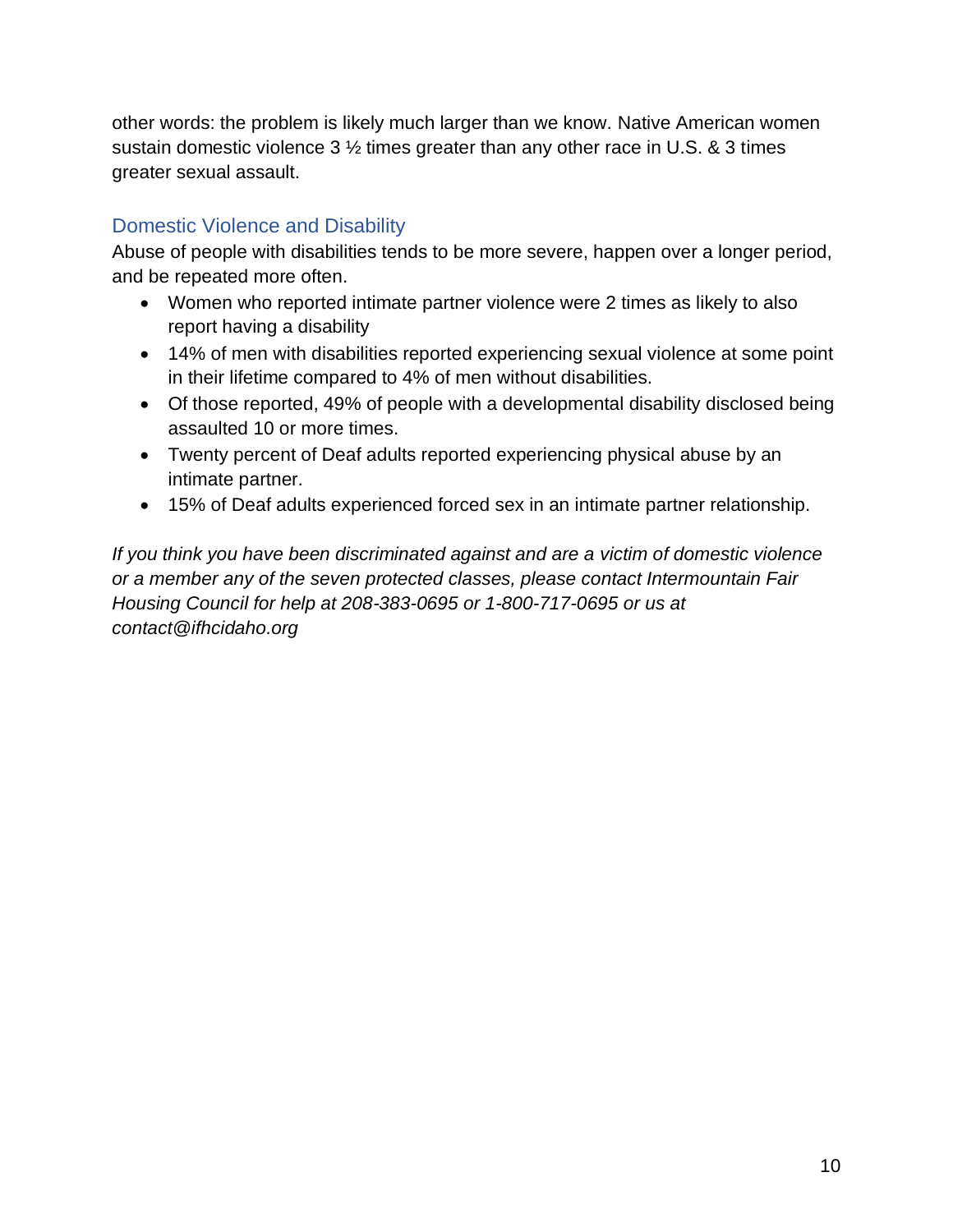other words: the problem is likely much larger than we know. Native American women sustain domestic violence 3 ½ times greater than any other race in U.S. & 3 times greater sexual assault.

## Domestic Violence and Disability

Abuse of people with disabilities tends to be more severe, happen over a longer period, and be repeated more often.

- Women who reported intimate partner violence were 2 times as likely to also report having a disability
- 14% of men with disabilities reported experiencing sexual violence at some point in their lifetime compared to 4% of men without disabilities.
- Of those reported, 49% of people with a developmental disability disclosed being assaulted 10 or more times.
- Twenty percent of Deaf adults reported experiencing physical abuse by an intimate partner.
- 15% of Deaf adults experienced forced sex in an intimate partner relationship.

*If you think you have been discriminated against and are a victim of domestic violence or a member any of the seven protected classes, please contact Intermountain Fair Housing Council for help at 208-383-0695 or 1-800-717-0695 or us at contact@ifhcidaho.org*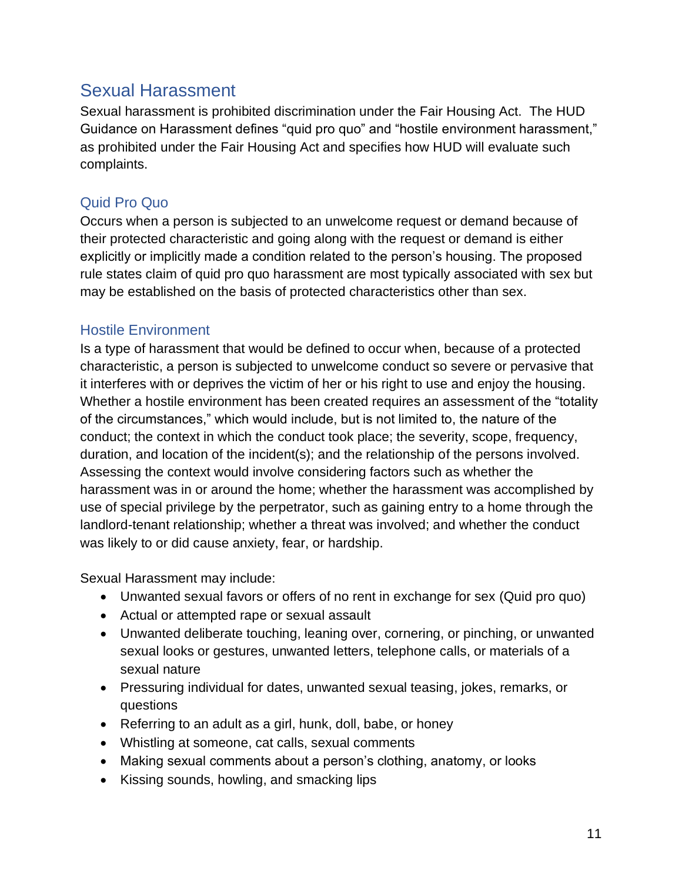## Sexual Harassment

Sexual harassment is prohibited discrimination under the Fair Housing Act. The HUD Guidance on Harassment defines "quid pro quo" and "hostile environment harassment," as prohibited under the Fair Housing Act and specifies how HUD will evaluate such complaints.

### Quid Pro Quo

Occurs when a person is subjected to an unwelcome request or demand because of their protected characteristic and going along with the request or demand is either explicitly or implicitly made a condition related to the person's housing. The proposed rule states claim of quid pro quo harassment are most typically associated with sex but may be established on the basis of protected characteristics other than sex.

### Hostile Environment

Is a type of harassment that would be defined to occur when, because of a protected characteristic, a person is subjected to unwelcome conduct so severe or pervasive that it interferes with or deprives the victim of her or his right to use and enjoy the housing. Whether a hostile environment has been created requires an assessment of the "totality of the circumstances," which would include, but is not limited to, the nature of the conduct; the context in which the conduct took place; the severity, scope, frequency, duration, and location of the incident(s); and the relationship of the persons involved. Assessing the context would involve considering factors such as whether the harassment was in or around the home; whether the harassment was accomplished by use of special privilege by the perpetrator, such as gaining entry to a home through the landlord-tenant relationship; whether a threat was involved; and whether the conduct was likely to or did cause anxiety, fear, or hardship.

Sexual Harassment may include:

- Unwanted sexual favors or offers of no rent in exchange for sex (Quid pro quo)
- Actual or attempted rape or sexual assault
- Unwanted deliberate touching, leaning over, cornering, or pinching, or unwanted sexual looks or gestures, unwanted letters, telephone calls, or materials of a sexual nature
- Pressuring individual for dates, unwanted sexual teasing, jokes, remarks, or questions
- Referring to an adult as a girl, hunk, doll, babe, or honey
- Whistling at someone, cat calls, sexual comments
- Making sexual comments about a person's clothing, anatomy, or looks
- Kissing sounds, howling, and smacking lips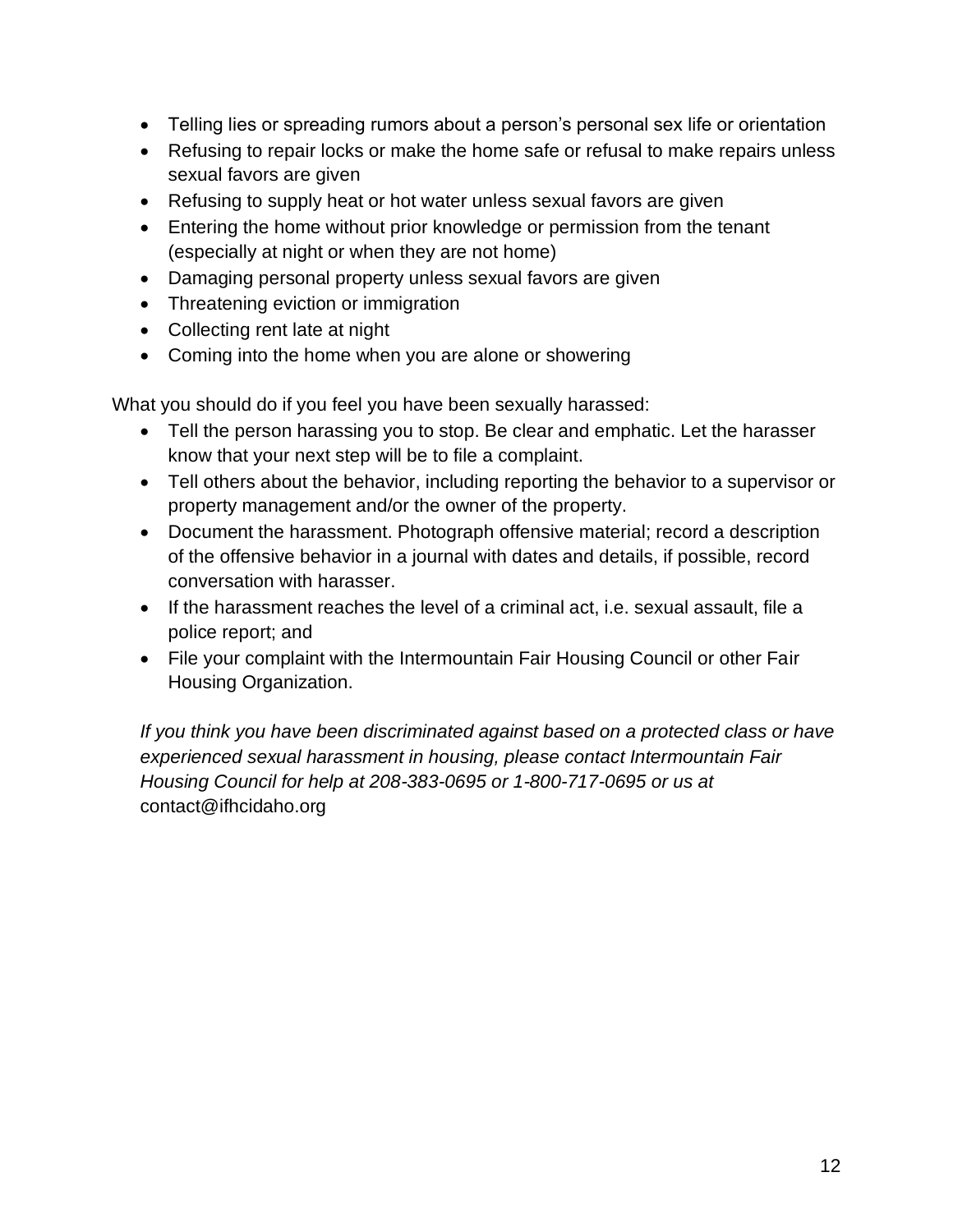- Telling lies or spreading rumors about a person's personal sex life or orientation
- Refusing to repair locks or make the home safe or refusal to make repairs unless sexual favors are given
- Refusing to supply heat or hot water unless sexual favors are given
- Entering the home without prior knowledge or permission from the tenant (especially at night or when they are not home)
- Damaging personal property unless sexual favors are given
- Threatening eviction or immigration
- Collecting rent late at night
- Coming into the home when you are alone or showering

What you should do if you feel you have been sexually harassed:

- Tell the person harassing you to stop. Be clear and emphatic. Let the harasser know that your next step will be to file a complaint.
- Tell others about the behavior, including reporting the behavior to a supervisor or property management and/or the owner of the property.
- Document the harassment. Photograph offensive material; record a description of the offensive behavior in a journal with dates and details, if possible, record conversation with harasser.
- If the harassment reaches the level of a criminal act, i.e. sexual assault, file a police report; and
- File your complaint with the Intermountain Fair Housing Council or other Fair Housing Organization.

*If you think you have been discriminated against based on a protected class or have experienced sexual harassment in housing, please contact Intermountain Fair Housing Council for help at 208-383-0695 or 1-800-717-0695 or us at* contact@ifhcidaho.org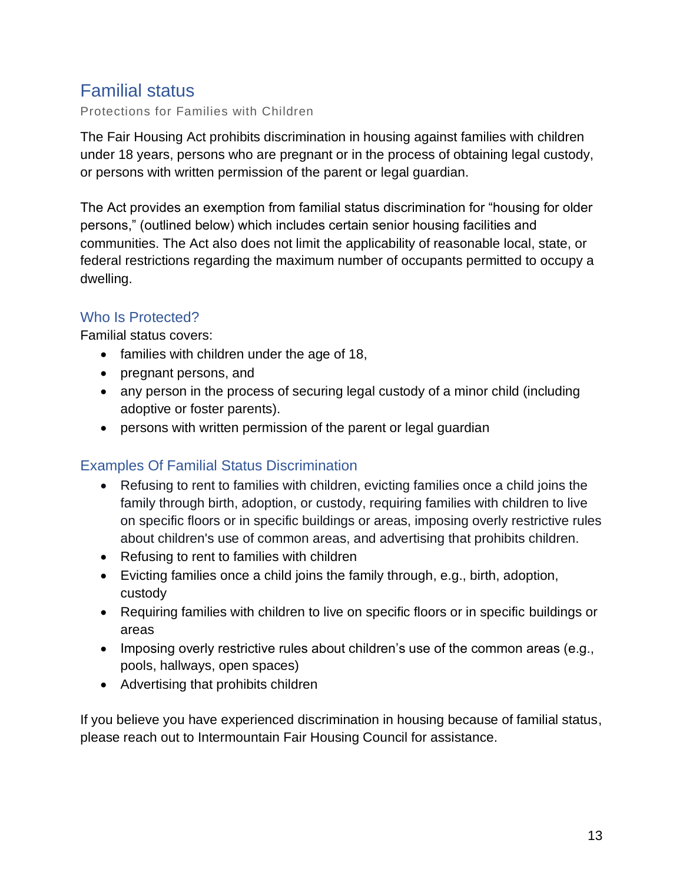## Familial status

Protections for Families with Children

The Fair Housing Act prohibits discrimination in housing against families with children under 18 years, persons who are pregnant or in the process of obtaining legal custody, or persons with written permission of the parent or legal guardian.

The Act provides an exemption from familial status discrimination for “housing for older persons,” (outlined below) which includes certain senior housing facilities and communities. The Act also does not limit the applicability of reasonable local, state, or federal restrictions regarding the maximum number of occupants permitted to occupy a dwelling.

### Who Is Protected?

Familial status covers:

- families with children under the age of 18,
- pregnant persons, and
- any person in the process of securing legal custody of a minor child (including adoptive or foster parents).
- persons with written permission of the parent or legal guardian

### Examples Of Familial Status Discrimination

- Refusing to rent to families with children, evicting families once a child joins the family through birth, adoption, or custody, requiring families with children to live on specific floors or in specific buildings or areas, imposing overly restrictive rules about children's use of common areas, and advertising that prohibits children.
- Refusing to rent to families with children
- Evicting families once a child joins the family through, e.g., birth, adoption, custody
- Requiring families with children to live on specific floors or in specific buildings or areas
- Imposing overly restrictive rules about children’s use of the common areas (e.g., pools, hallways, open spaces)
- Advertising that prohibits children

If you believe you have experienced discrimination in housing because of familial status, please reach out to Intermountain Fair Housing Council for assistance.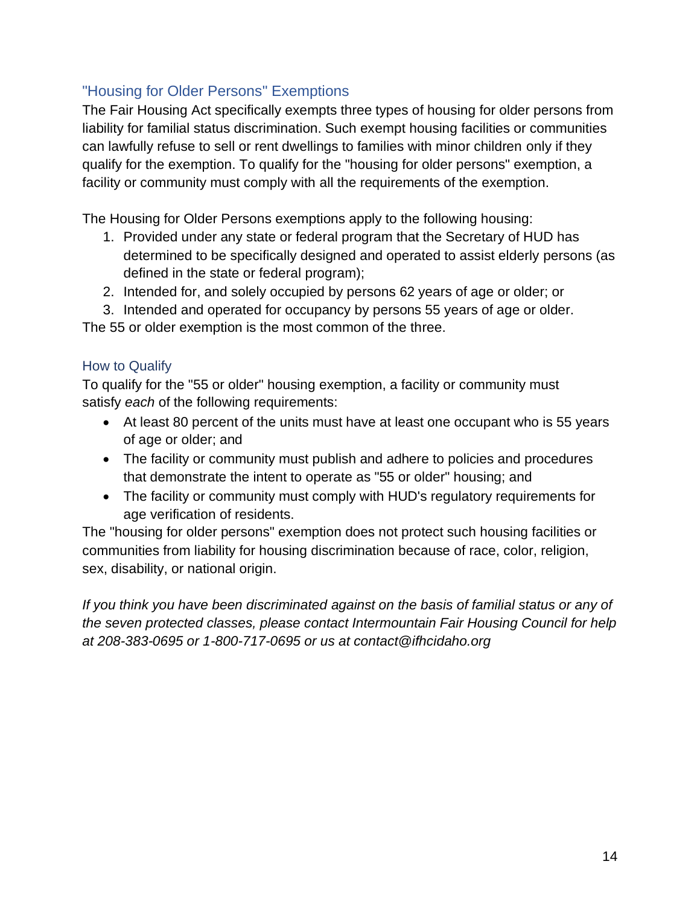## "Housing for Older Persons" Exemptions

The Fair Housing Act specifically exempts three types of housing for older persons from liability for familial status discrimination. Such exempt housing facilities or communities can lawfully refuse to sell or rent dwellings to families with minor children only if they qualify for the exemption. To qualify for the "housing for older persons" exemption, a facility or community must comply with all the requirements of the exemption.

The Housing for Older Persons exemptions apply to the following housing:

1. Provided under any state or federal program that the Secretary of HUD has determined to be specifically designed and operated to assist elderly persons (as defined in the state or federal program);
2. Intended for, and solely occupied by persons 62 years of age or older; or
3. Intended and operated for occupancy by persons 55 years of age or older.

The 55 or older exemption is the most common of the three.

### How to Qualify

To qualify for the "55 or older" housing exemption, a facility or community must satisfy *each* of the following requirements:

- At least 80 percent of the units must have at least one occupant who is 55 years of age or older; and
- The facility or community must publish and adhere to policies and procedures that demonstrate the intent to operate as "55 or older" housing; and
- The facility or community must comply with HUD's regulatory requirements for age verification of residents.

The "housing for older persons" exemption does not protect such housing facilities or communities from liability for housing discrimination because of race, color, religion, sex, disability, or national origin.

*If you think you have been discriminated against on the basis of familial status or any of the seven protected classes, please contact Intermountain Fair Housing Council for help at 208-383-0695 or 1-800-717-0695 or us at contact@ifhcidaho.org*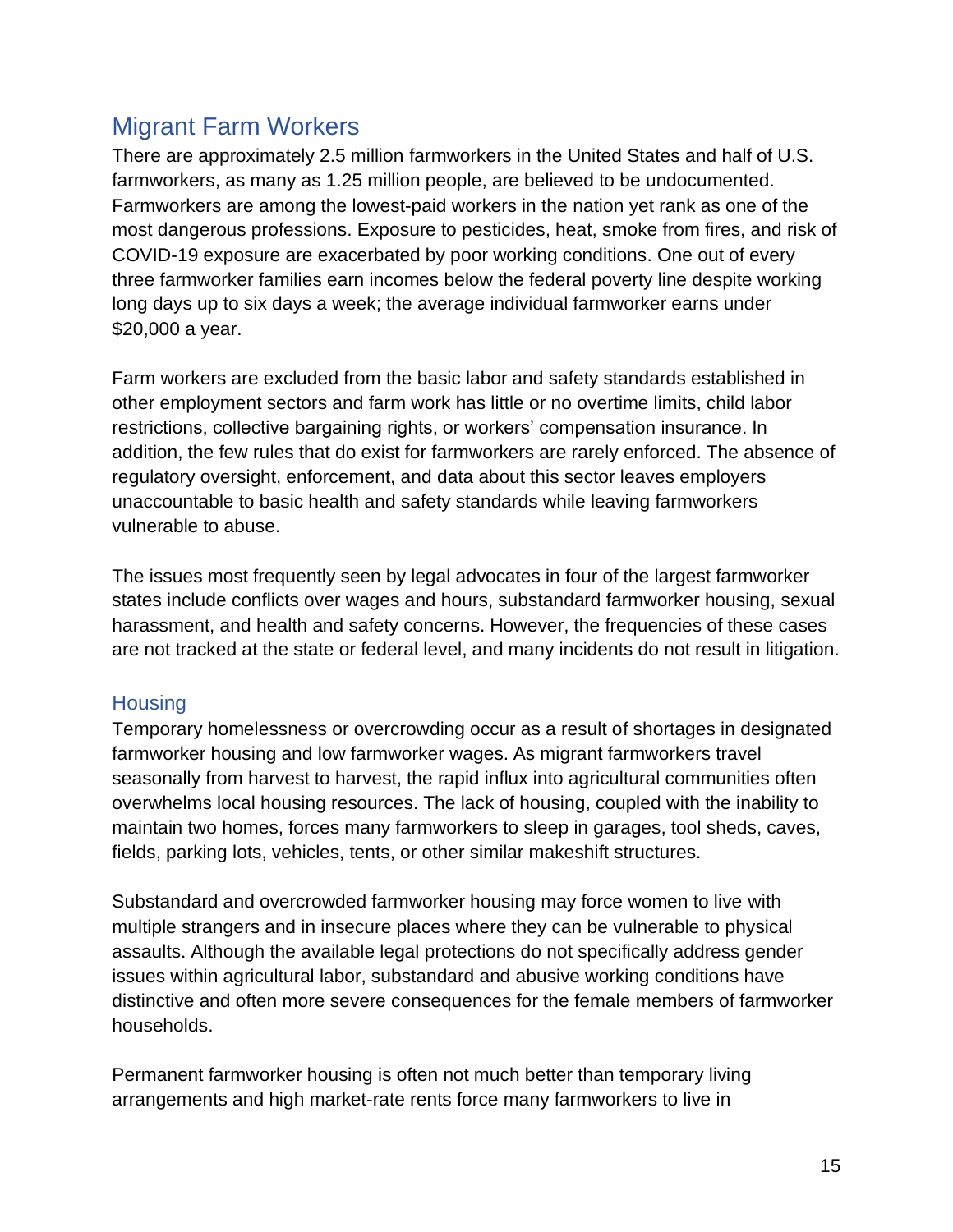## Migrant Farm Workers

There are approximately 2.5 million farmworkers in the United States and half of U.S. farmworkers, as many as 1.25 million people, are believed to be undocumented. Farmworkers are among the lowest-paid workers in the nation yet rank as one of the most dangerous professions. Exposure to pesticides, heat, smoke from fires, and risk of COVID-19 exposure are exacerbated by poor working conditions. One out of every three farmworker families earn incomes below the federal poverty line despite working long days up to six days a week; the average individual farmworker earns under $20,000 a year.

Farm workers are excluded from the basic labor and safety standards established in other employment sectors and farm work has little or no overtime limits, child labor restrictions, collective bargaining rights, or workers' compensation insurance. In addition, the few rules that do exist for farmworkers are rarely enforced. The absence of regulatory oversight, enforcement, and data about this sector leaves employers unaccountable to basic health and safety standards while leaving farmworkers vulnerable to abuse.

The issues most frequently seen by legal advocates in four of the largest farmworker states include conflicts over wages and hours, substandard farmworker housing, sexual harassment, and health and safety concerns. However, the frequencies of these cases are not tracked at the state or federal level, and many incidents do not result in litigation.

### Housing

Temporary homelessness or overcrowding occur as a result of shortages in designated farmworker housing and low farmworker wages. As migrant farmworkers travel seasonally from harvest to harvest, the rapid influx into agricultural communities often overwhelms local housing resources. The lack of housing, coupled with the inability to maintain two homes, forces many farmworkers to sleep in garages, tool sheds, caves, fields, parking lots, vehicles, tents, or other similar makeshift structures.

Substandard and overcrowded farmworker housing may force women to live with multiple strangers and in insecure places where they can be vulnerable to physical assaults. Although the available legal protections do not specifically address gender issues within agricultural labor, substandard and abusive working conditions have distinctive and often more severe consequences for the female members of farmworker households.

Permanent farmworker housing is often not much better than temporary living arrangements and high market-rate rents force many farmworkers to live in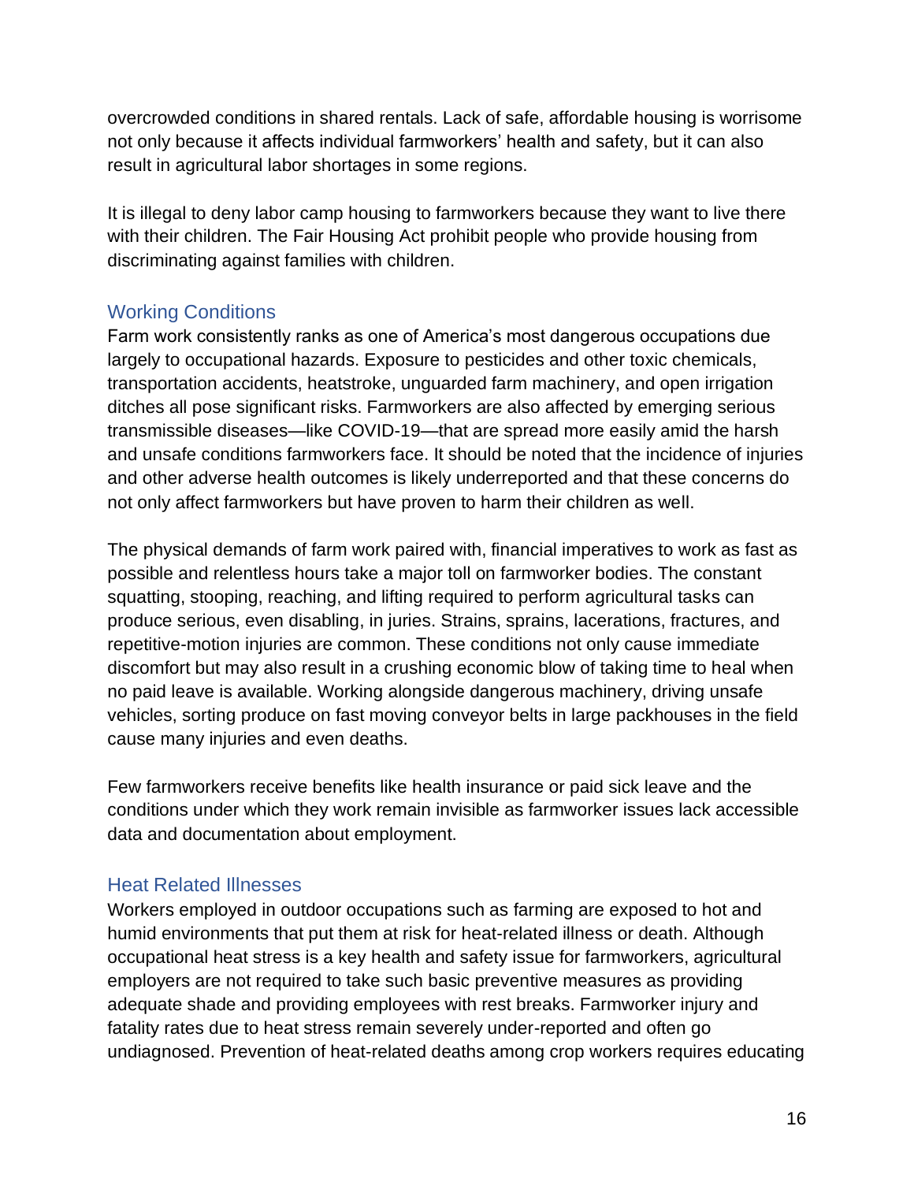overcrowded conditions in shared rentals. Lack of safe, affordable housing is worrisome not only because it affects individual farmworkers' health and safety, but it can also result in agricultural labor shortages in some regions.

It is illegal to deny labor camp housing to farmworkers because they want to live there with their children. The Fair Housing Act prohibit people who provide housing from discriminating against families with children.

## Working Conditions

Farm work consistently ranks as one of America's most dangerous occupations due largely to occupational hazards. Exposure to pesticides and other toxic chemicals, transportation accidents, heatstroke, unguarded farm machinery, and open irrigation ditches all pose significant risks. Farmworkers are also affected by emerging serious transmissible diseases—like COVID-19—that are spread more easily amid the harsh and unsafe conditions farmworkers face. It should be noted that the incidence of injuries and other adverse health outcomes is likely underreported and that these concerns do not only affect farmworkers but have proven to harm their children as well.

The physical demands of farm work paired with, financial imperatives to work as fast as possible and relentless hours take a major toll on farmworker bodies. The constant squatting, stooping, reaching, and lifting required to perform agricultural tasks can produce serious, even disabling, in juries. Strains, sprains, lacerations, fractures, and repetitive-motion injuries are common. These conditions not only cause immediate discomfort but may also result in a crushing economic blow of taking time to heal when no paid leave is available. Working alongside dangerous machinery, driving unsafe vehicles, sorting produce on fast moving conveyor belts in large packhouses in the field cause many injuries and even deaths.

Few farmworkers receive benefits like health insurance or paid sick leave and the conditions under which they work remain invisible as farmworker issues lack accessible data and documentation about employment.

## Heat Related Illnesses

Workers employed in outdoor occupations such as farming are exposed to hot and humid environments that put them at risk for heat-related illness or death. Although occupational heat stress is a key health and safety issue for farmworkers, agricultural employers are not required to take such basic preventive measures as providing adequate shade and providing employees with rest breaks. Farmworker injury and fatality rates due to heat stress remain severely under-reported and often go undiagnosed. Prevention of heat-related deaths among crop workers requires educating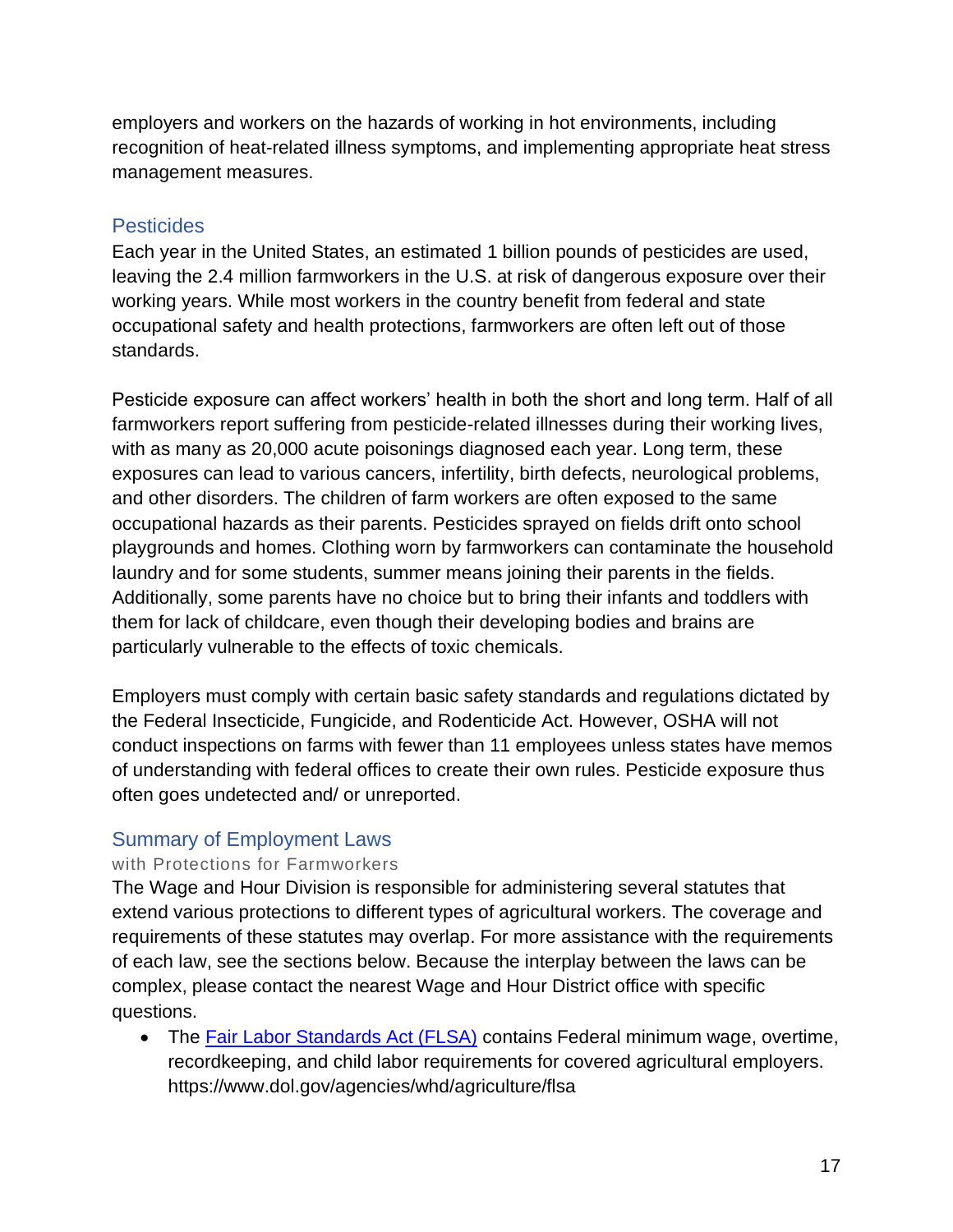employers and workers on the hazards of working in hot environments, including recognition of heat-related illness symptoms, and implementing appropriate heat stress management measures.

## Pesticides

Each year in the United States, an estimated 1 billion pounds of pesticides are used, leaving the 2.4 million farmworkers in the U.S. at risk of dangerous exposure over their working years. While most workers in the country benefit from federal and state occupational safety and health protections, farmworkers are often left out of those standards.

Pesticide exposure can affect workers' health in both the short and long term. Half of all farmworkers report suffering from pesticide-related illnesses during their working lives, with as many as 20,000 acute poisonings diagnosed each year. Long term, these exposures can lead to various cancers, infertility, birth defects, neurological problems, and other disorders. The children of farm workers are often exposed to the same occupational hazards as their parents. Pesticides sprayed on fields drift onto school playgrounds and homes. Clothing worn by farmworkers can contaminate the household laundry and for some students, summer means joining their parents in the fields. Additionally, some parents have no choice but to bring their infants and toddlers with them for lack of childcare, even though their developing bodies and brains are particularly vulnerable to the effects of toxic chemicals.

Employers must comply with certain basic safety standards and regulations dictated by the Federal Insecticide, Fungicide, and Rodenticide Act. However, OSHA will not conduct inspections on farms with fewer than 11 employees unless states have memos of understanding with federal offices to create their own rules. Pesticide exposure thus often goes undetected and/ or unreported.

## Summary of Employment Laws

### with Protections for Farmworkers

The Wage and Hour Division is responsible for administering several statutes that extend various protections to different types of agricultural workers. The coverage and requirements of these statutes may overlap. For more assistance with the requirements of each law, see the sections below. Because the interplay between the laws can be complex, please contact the nearest Wage and Hour District office with specific questions.

- The [Fair Labor Standards Act (FLSA)](https://www.dol.gov/agencies/whd/agriculture/flsa) contains Federal minimum wage, overtime, recordkeeping, and child labor requirements for covered agricultural employers. https://www.dol.gov/agencies/whd/agriculture/flsa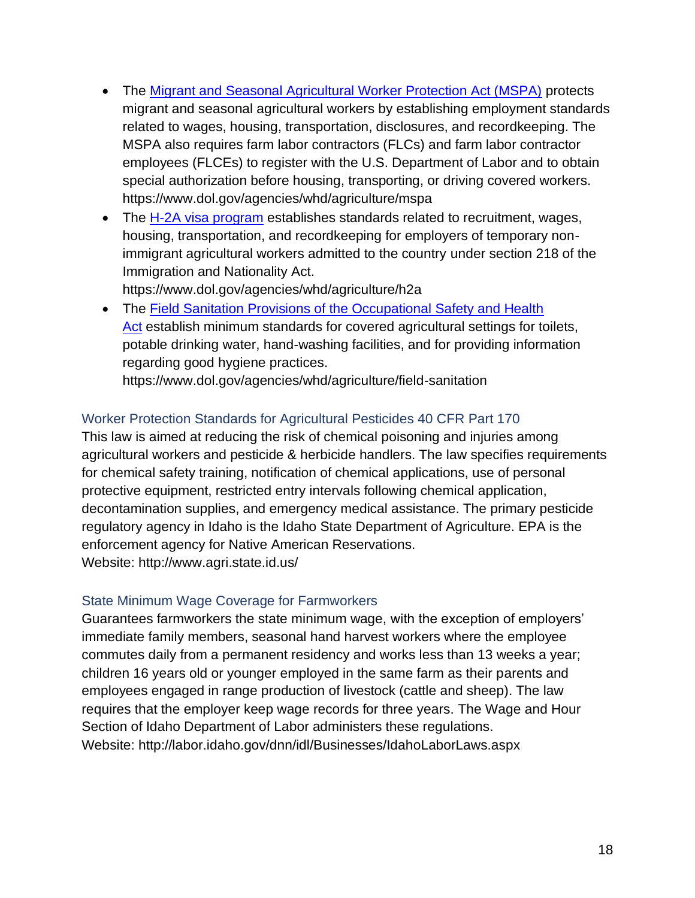- The [Migrant and Seasonal Agricultural Worker Protection Act (MSPA)](https://www.dol.gov/agencies/whd/agriculture/mspa) protects migrant and seasonal agricultural workers by establishing employment standards related to wages, housing, transportation, disclosures, and recordkeeping. The MSPA also requires farm labor contractors (FLCs) and farm labor contractor employees (FLCEs) to register with the U.S. Department of Labor and to obtain special authorization before housing, transporting, or driving covered workers. https://www.dol.gov/agencies/whd/agriculture/mspa
- The [H-2A visa program](https://www.dol.gov/agencies/whd/agriculture/h2a) establishes standards related to recruitment, wages, housing, transportation, and recordkeeping for employers of temporary non-immigrant agricultural workers admitted to the country under section 218 of the Immigration and Nationality Act. https://www.dol.gov/agencies/whd/agriculture/h2a
- The [Field Sanitation Provisions of the Occupational Safety and Health Act](https://www.dol.gov/agencies/whd/agriculture/field-sanitation) establish minimum standards for covered agricultural settings for toilets, potable drinking water, hand-washing facilities, and for providing information regarding good hygiene practices. https://www.dol.gov/agencies/whd/agriculture/field-sanitation

### Worker Protection Standards for Agricultural Pesticides 40 CFR Part 170

This law is aimed at reducing the risk of chemical poisoning and injuries among agricultural workers and pesticide & herbicide handlers. The law specifies requirements for chemical safety training, notification of chemical applications, use of personal protective equipment, restricted entry intervals following chemical application, decontamination supplies, and emergency medical assistance. The primary pesticide regulatory agency in Idaho is the Idaho State Department of Agriculture. EPA is the enforcement agency for Native American Reservations.
Website: http://www.agri.state.id.us/

### State Minimum Wage Coverage for Farmworkers

Guarantees farmworkers the state minimum wage, with the exception of employers' immediate family members, seasonal hand harvest workers where the employee commutes daily from a permanent residency and works less than 13 weeks a year; children 16 years old or younger employed in the same farm as their parents and employees engaged in range production of livestock (cattle and sheep). The law requires that the employer keep wage records for three years. The Wage and Hour Section of Idaho Department of Labor administers these regulations.
Website: http://labor.idaho.gov/dnn/idl/Businesses/IdahoLaborLaws.aspx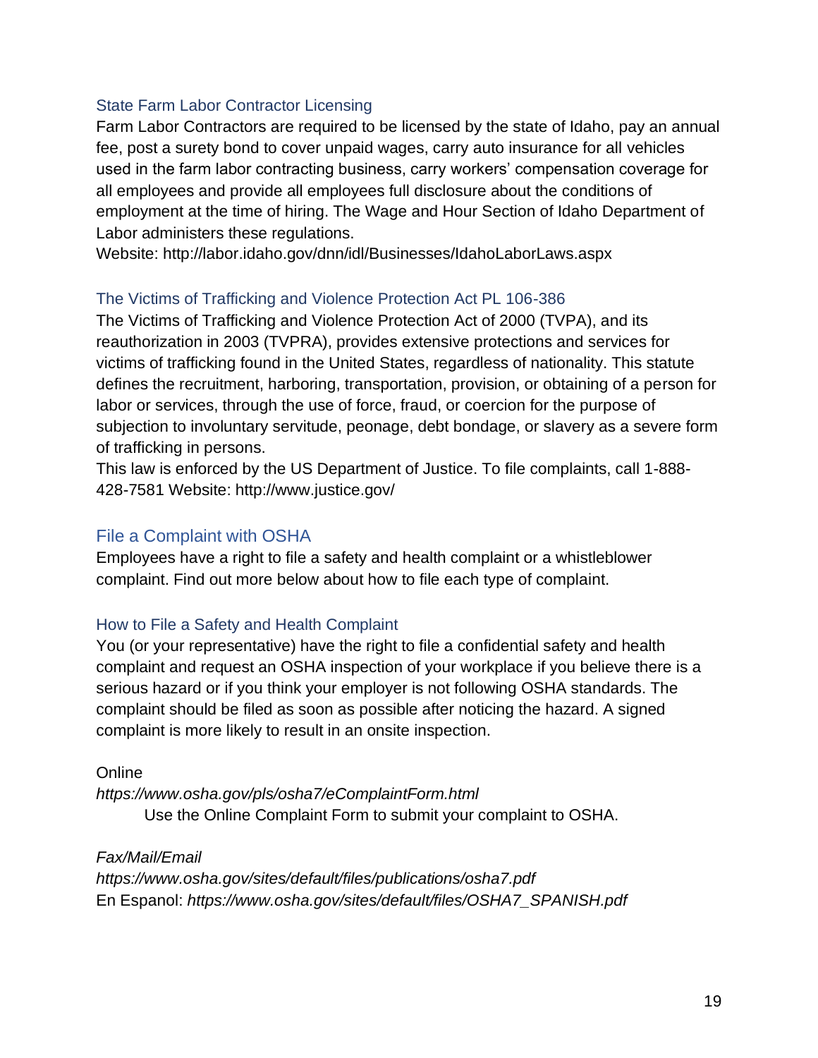### State Farm Labor Contractor Licensing

Farm Labor Contractors are required to be licensed by the state of Idaho, pay an annual fee, post a surety bond to cover unpaid wages, carry auto insurance for all vehicles used in the farm labor contracting business, carry workers' compensation coverage for all employees and provide all employees full disclosure about the conditions of employment at the time of hiring. The Wage and Hour Section of Idaho Department of Labor administers these regulations.
Website: http://labor.idaho.gov/dnn/idl/Businesses/IdahoLaborLaws.aspx

### The Victims of Trafficking and Violence Protection Act PL 106-386

The Victims of Trafficking and Violence Protection Act of 2000 (TVPA), and its reauthorization in 2003 (TVPRA), provides extensive protections and services for victims of trafficking found in the United States, regardless of nationality. This statute defines the recruitment, harboring, transportation, provision, or obtaining of a person for labor or services, through the use of force, fraud, or coercion for the purpose of subjection to involuntary servitude, peonage, debt bondage, or slavery as a severe form of trafficking in persons.
This law is enforced by the US Department of Justice. To file complaints, call 1-888-428-7581 Website: http://www.justice.gov/

## File a Complaint with OSHA

Employees have a right to file a safety and health complaint or a whistleblower complaint. Find out more below about how to file each type of complaint.

### How to File a Safety and Health Complaint

You (or your representative) have the right to file a confidential safety and health complaint and request an OSHA inspection of your workplace if you believe there is a serious hazard or if you think your employer is not following OSHA standards. The complaint should be filed as soon as possible after noticing the hazard. A signed complaint is more likely to result in an onsite inspection.

Online
*https://www.osha.gov/pls/osha7/eComplaintForm.html*
Use the Online Complaint Form to submit your complaint to OSHA.

*Fax/Mail/Email*
*https://www.osha.gov/sites/default/files/publications/osha7.pdf*
En Espanol: *https://www.osha.gov/sites/default/files/OSHA7_SPANISH.pdf*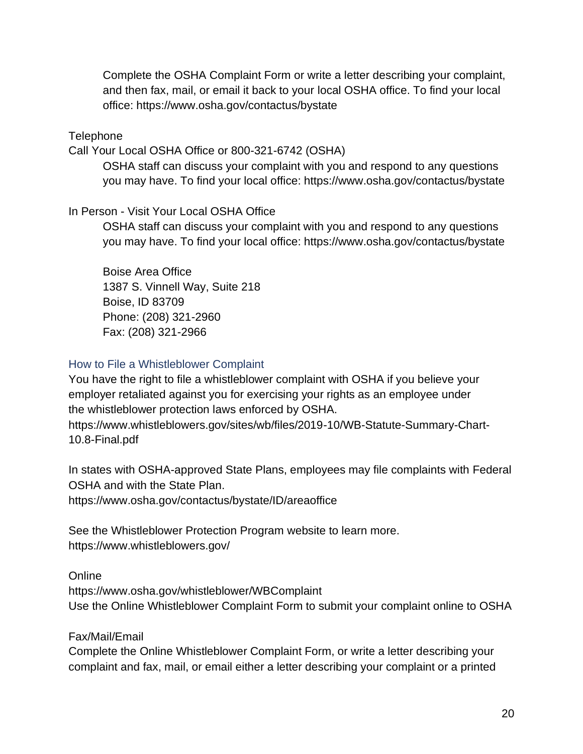Complete the OSHA Complaint Form or write a letter describing your complaint, and then fax, mail, or email it back to your local OSHA office. To find your local office: https://www.osha.gov/contactus/bystate

Telephone

Call Your Local OSHA Office or 800-321-6742 (OSHA)

OSHA staff can discuss your complaint with you and respond to any questions you may have. To find your local office: https://www.osha.gov/contactus/bystate

In Person - Visit Your Local OSHA Office

OSHA staff can discuss your complaint with you and respond to any questions you may have. To find your local office: https://www.osha.gov/contactus/bystate

Boise Area Office
1387 S. Vinnell Way, Suite 218
Boise, ID 83709
Phone: (208) 321-2960
Fax: (208) 321-2966

### How to File a Whistleblower Complaint

You have the right to file a whistleblower complaint with OSHA if you believe your employer retaliated against you for exercising your rights as an employee under the whistleblower protection laws enforced by OSHA.
https://www.whistleblowers.gov/sites/wb/files/2019-10/WB-Statute-Summary-Chart-10.8-Final.pdf

In states with OSHA-approved State Plans, employees may file complaints with Federal OSHA and with the State Plan.
https://www.osha.gov/contactus/bystate/ID/areaoffice

See the Whistleblower Protection Program website to learn more.
https://www.whistleblowers.gov/

Online

https://www.osha.gov/whistleblower/WBComplaint
Use the Online Whistleblower Complaint Form to submit your complaint online to OSHA

Fax/Mail/Email

Complete the Online Whistleblower Complaint Form, or write a letter describing your complaint and fax, mail, or email either a letter describing your complaint or a printed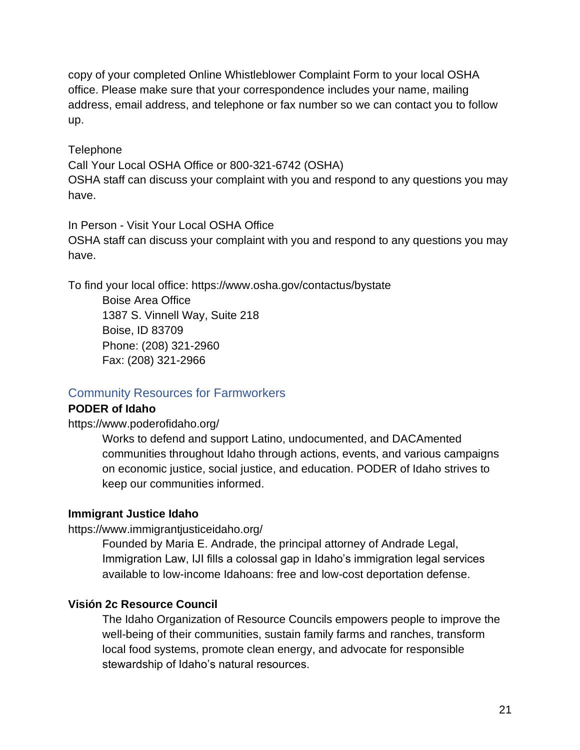copy of your completed Online Whistleblower Complaint Form to your local OSHA office. Please make sure that your correspondence includes your name, mailing address, email address, and telephone or fax number so we can contact you to follow up.

Telephone
Call Your Local OSHA Office or 800-321-6742 (OSHA)
OSHA staff can discuss your complaint with you and respond to any questions you may have.

In Person - Visit Your Local OSHA Office
OSHA staff can discuss your complaint with you and respond to any questions you may have.

To find your local office: https://www.osha.gov/contactus/bystate

> Boise Area Office
> 1387 S. Vinnell Way, Suite 218
> Boise, ID 83709
> Phone: (208) 321-2960
> Fax: (208) 321-2966

## Community Resources for Farmworkers

**PODER of Idaho**

https://www.poderofidaho.org/

> Works to defend and support Latino, undocumented, and DACAmented communities throughout Idaho through actions, events, and various campaigns on economic justice, social justice, and education. PODER of Idaho strives to keep our communities informed.

**Immigrant Justice Idaho**

https://www.immigrantjusticeidaho.org/

> Founded by Maria E. Andrade, the principal attorney of Andrade Legal, Immigration Law, IJI fills a colossal gap in Idaho's immigration legal services available to low-income Idahoans: free and low-cost deportation defense.

**Visión 2c Resource Council**

> The Idaho Organization of Resource Councils empowers people to improve the well-being of their communities, sustain family farms and ranches, transform local food systems, promote clean energy, and advocate for responsible stewardship of Idaho's natural resources.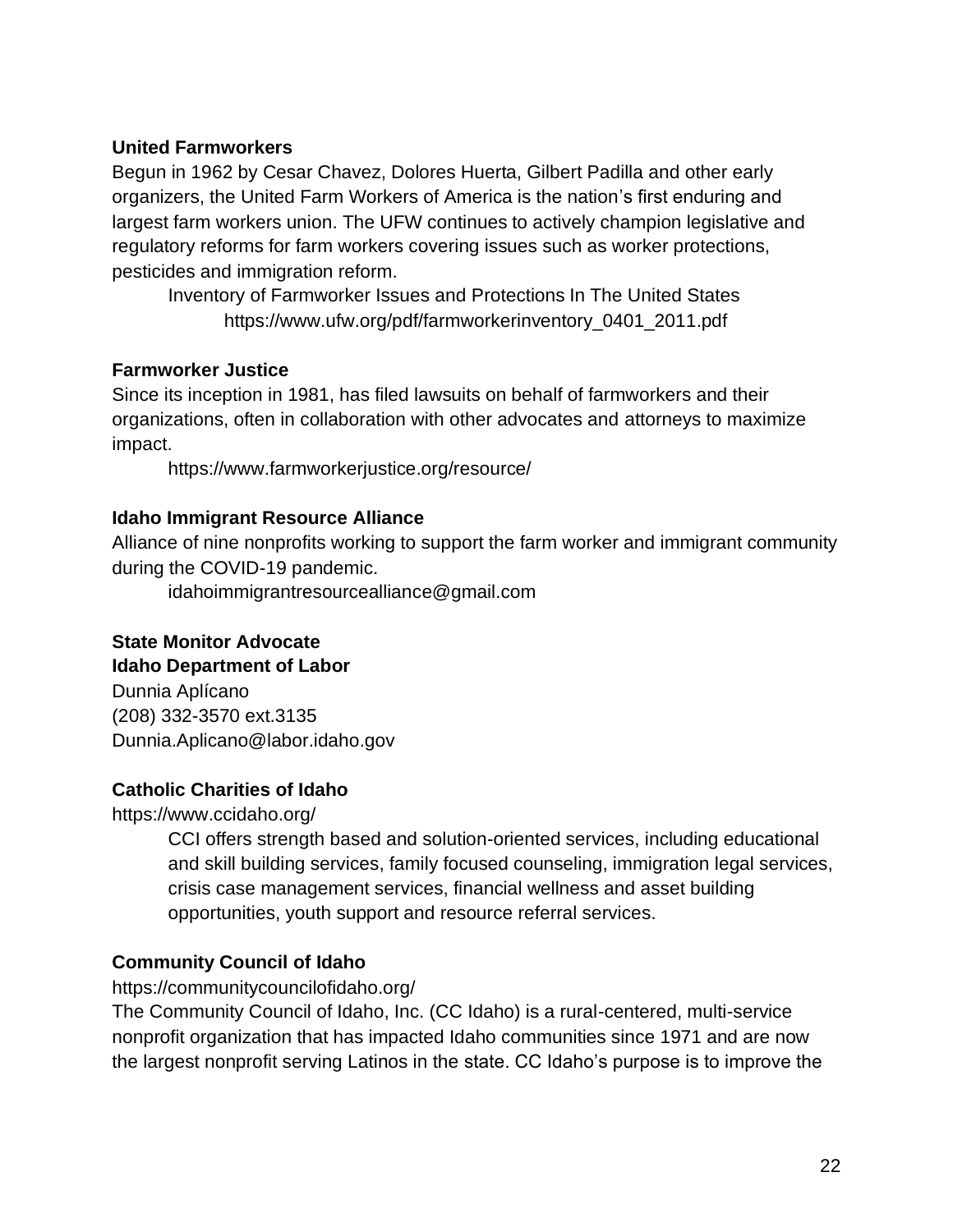**United Farmworkers**

Begun in 1962 by Cesar Chavez, Dolores Huerta, Gilbert Padilla and other early organizers, the United Farm Workers of America is the nation's first enduring and largest farm workers union. The UFW continues to actively champion legislative and regulatory reforms for farm workers covering issues such as worker protections, pesticides and immigration reform.

> Inventory of Farmworker Issues and Protections In The United States
> https://www.ufw.org/pdf/farmworkerinventory_0401_2011.pdf

**Farmworker Justice**

Since its inception in 1981, has filed lawsuits on behalf of farmworkers and their organizations, often in collaboration with other advocates and attorneys to maximize impact.

> https://www.farmworkerjustice.org/resource/

**Idaho Immigrant Resource Alliance**

Alliance of nine nonprofits working to support the farm worker and immigrant community during the COVID-19 pandemic.

> idahoimmigrantresourcealliance@gmail.com

**State Monitor Advocate**
**Idaho Department of Labor**

Dunnia Aplícano
(208) 332-3570 ext.3135
Dunnia.Aplicano@labor.idaho.gov

**Catholic Charities of Idaho**

https://www.ccidaho.org/

> CCI offers strength based and solution-oriented services, including educational and skill building services, family focused counseling, immigration legal services, crisis case management services, financial wellness and asset building opportunities, youth support and resource referral services.

**Community Council of Idaho**

https://communitycouncilofidaho.org/

The Community Council of Idaho, Inc. (CC Idaho) is a rural-centered, multi-service nonprofit organization that has impacted Idaho communities since 1971 and are now the largest nonprofit serving Latinos in the state. CC Idaho's purpose is to improve the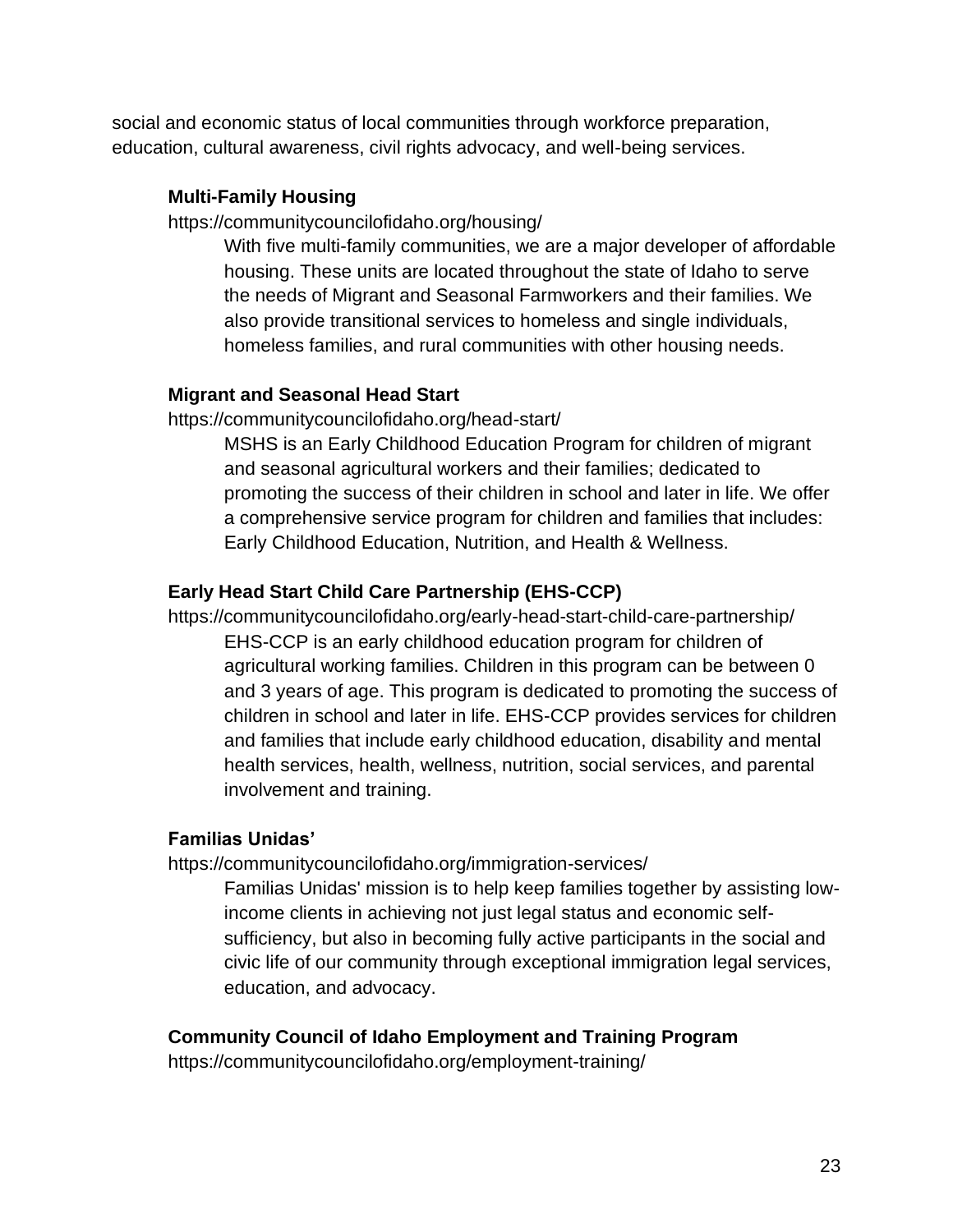social and economic status of local communities through workforce preparation, education, cultural awareness, civil rights advocacy, and well-being services.

**Multi-Family Housing**

https://communitycouncilofidaho.org/housing/

With five multi-family communities, we are a major developer of affordable housing. These units are located throughout the state of Idaho to serve the needs of Migrant and Seasonal Farmworkers and their families. We also provide transitional services to homeless and single individuals, homeless families, and rural communities with other housing needs.

**Migrant and Seasonal Head Start**

https://communitycouncilofidaho.org/head-start/

MSHS is an Early Childhood Education Program for children of migrant and seasonal agricultural workers and their families; dedicated to promoting the success of their children in school and later in life. We offer a comprehensive service program for children and families that includes: Early Childhood Education, Nutrition, and Health & Wellness.

**Early Head Start Child Care Partnership (EHS-CCP)**

https://communitycouncilofidaho.org/early-head-start-child-care-partnership/

EHS-CCP is an early childhood education program for children of agricultural working families. Children in this program can be between 0 and 3 years of age. This program is dedicated to promoting the success of children in school and later in life. EHS-CCP provides services for children and families that include early childhood education, disability and mental health services, health, wellness, nutrition, social services, and parental involvement and training.

**Familias Unidas'**

https://communitycouncilofidaho.org/immigration-services/

Familias Unidas' mission is to help keep families together by assisting low-income clients in achieving not just legal status and economic self-sufficiency, but also in becoming fully active participants in the social and civic life of our community through exceptional immigration legal services, education, and advocacy.

**Community Council of Idaho Employment and Training Program**

https://communitycouncilofidaho.org/employment-training/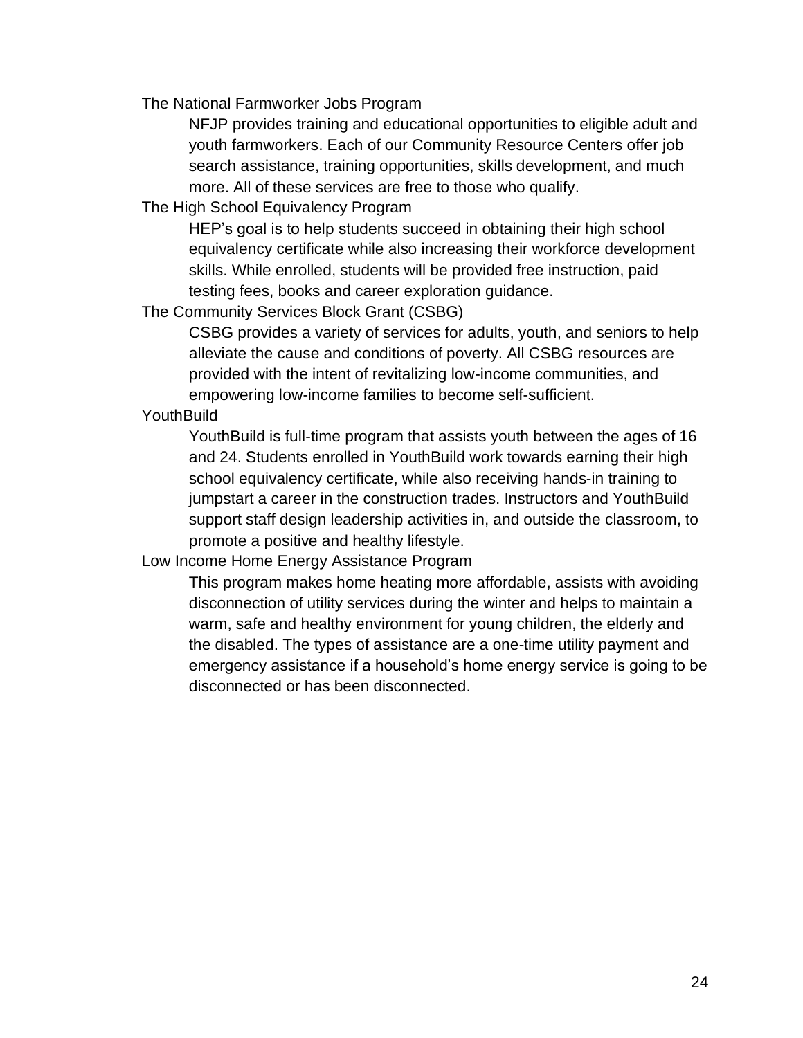The National Farmworker Jobs Program

NFJP provides training and educational opportunities to eligible adult and youth farmworkers. Each of our Community Resource Centers offer job search assistance, training opportunities, skills development, and much more. All of these services are free to those who qualify.

The High School Equivalency Program

HEP's goal is to help students succeed in obtaining their high school equivalency certificate while also increasing their workforce development skills. While enrolled, students will be provided free instruction, paid testing fees, books and career exploration guidance.

The Community Services Block Grant (CSBG)

CSBG provides a variety of services for adults, youth, and seniors to help alleviate the cause and conditions of poverty. All CSBG resources are provided with the intent of revitalizing low-income communities, and empowering low-income families to become self-sufficient.

YouthBuild

YouthBuild is full-time program that assists youth between the ages of 16 and 24. Students enrolled in YouthBuild work towards earning their high school equivalency certificate, while also receiving hands-in training to jumpstart a career in the construction trades. Instructors and YouthBuild support staff design leadership activities in, and outside the classroom, to promote a positive and healthy lifestyle.

Low Income Home Energy Assistance Program

This program makes home heating more affordable, assists with avoiding disconnection of utility services during the winter and helps to maintain a warm, safe and healthy environment for young children, the elderly and the disabled. The types of assistance are a one-time utility payment and emergency assistance if a household's home energy service is going to be disconnected or has been disconnected.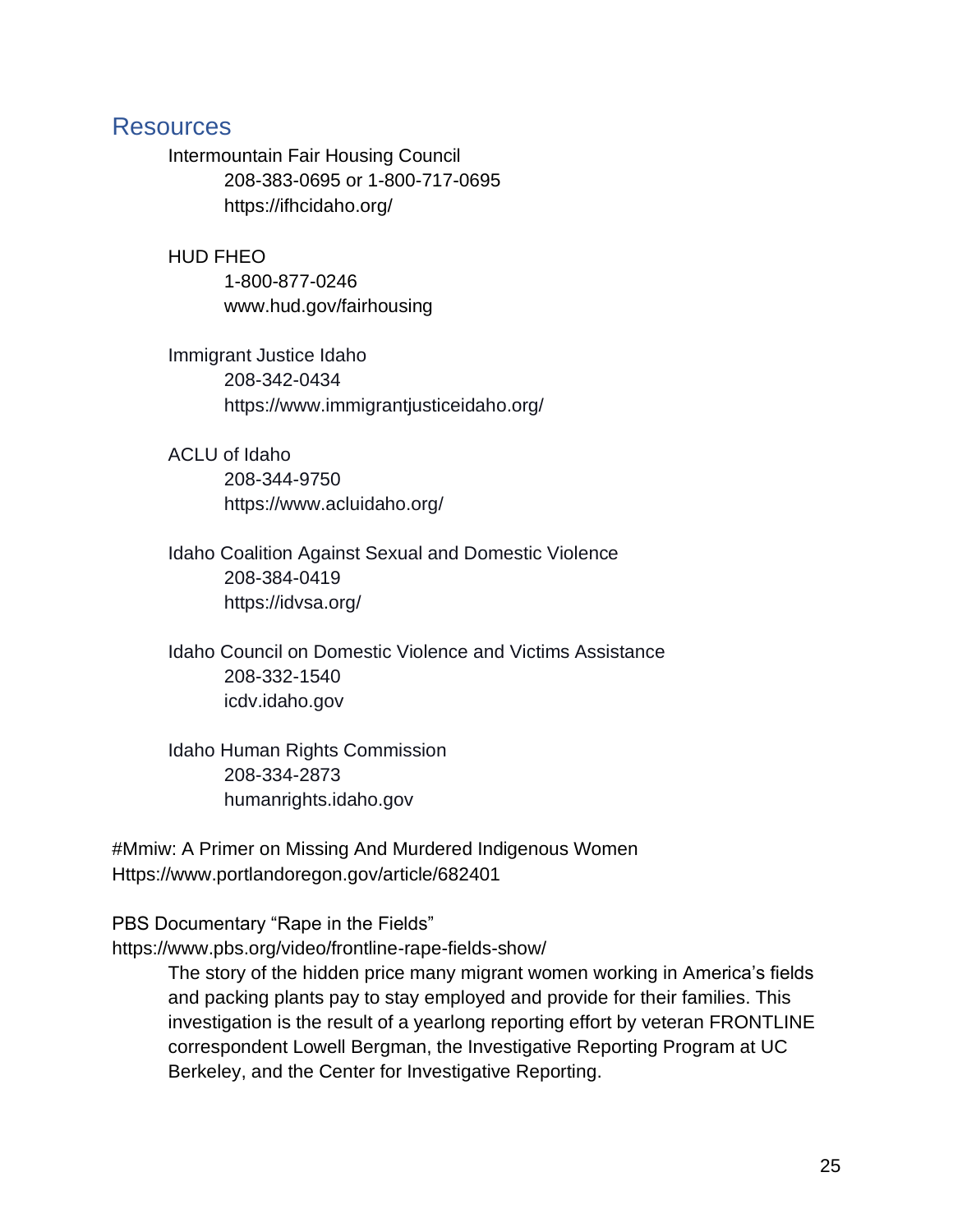## Resources

Intermountain Fair Housing Council
208-383-0695 or 1-800-717-0695
https://ifhcidaho.org/

HUD FHEO
1-800-877-0246
www.hud.gov/fairhousing

Immigrant Justice Idaho
208-342-0434
https://www.immigrantjusticeidaho.org/

ACLU of Idaho
208-344-9750
https://www.acluidaho.org/

Idaho Coalition Against Sexual and Domestic Violence
208-384-0419
https://idvsa.org/

Idaho Council on Domestic Violence and Victims Assistance
208-332-1540
icdv.idaho.gov

Idaho Human Rights Commission
208-334-2873
humanrights.idaho.gov

#Mmiw: A Primer on Missing And Murdered Indigenous Women
Https://www.portlandoregon.gov/article/682401

PBS Documentary "Rape in the Fields"
https://www.pbs.org/video/frontline-rape-fields-show/

The story of the hidden price many migrant women working in America's fields and packing plants pay to stay employed and provide for their families. This investigation is the result of a yearlong reporting effort by veteran FRONTLINE correspondent Lowell Bergman, the Investigative Reporting Program at UC Berkeley, and the Center for Investigative Reporting.